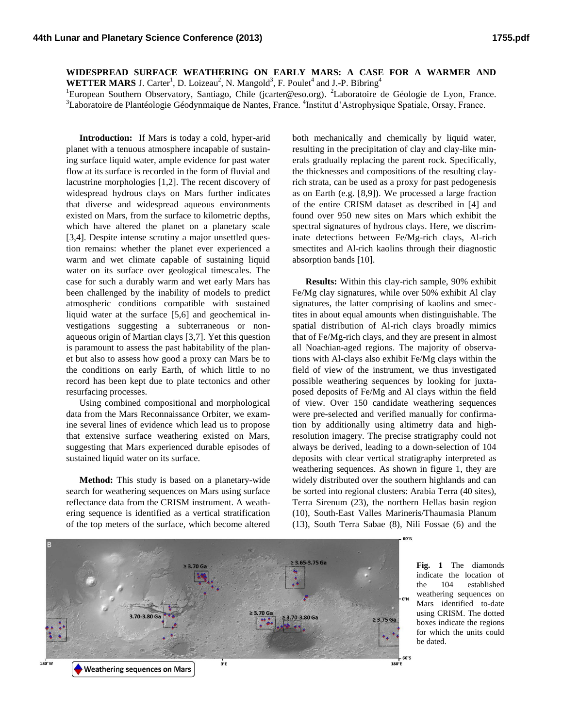**WIDESPREAD SURFACE WEATHERING ON EARLY MARS: A CASE FOR A WARMER AND WETTER MARS** J. Carter[1], D. Loizeau[2], N. Mangold[3], F. Poulet[4] and J.-P. Bibring[4]

[1]European Southern Observatory, Santiago, Chile (jcarter@eso.org). [2]Laboratoire de Géologie de Lyon, France. [3]Laboratoire de Plantéologie Géodynmaique de Nantes, France. [4]Institut d'Astrophysique Spatiale, Orsay, France.

**Introduction:** If Mars is today a cold, hyper-arid planet with a tenuous atmosphere incapable of sustaining surface liquid water, ample evidence for past water flow at its surface is recorded in the form of fluvial and lacustrine morphologies [1,2]. The recent discovery of widespread hydrous clays on Mars further indicates that diverse and widespread aqueous environments existed on Mars, from the surface to kilometric depths, which have altered the planet on a planetary scale [3,4]. Despite intense scrutiny a major unsettled question remains: whether the planet ever experienced a warm and wet climate capable of sustaining liquid water on its surface over geological timescales. The case for such a durably warm and wet early Mars has been challenged by the inability of models to predict atmospheric conditions compatible with sustained liquid water at the surface [5,6] and geochemical investigations suggesting a subterraneous or non-aqueous origin of Martian clays [3,7]. Yet this question is paramount to assess the past habitability of the planet but also to assess how good a proxy can Mars be to the conditions on early Earth, of which little to no record has been kept due to plate tectonics and other resurfacing processes.

Using combined compositional and morphological data from the Mars Reconnaissance Orbiter, we examine several lines of evidence which lead us to propose that extensive surface weathering existed on Mars, suggesting that Mars experienced durable episodes of sustained liquid water on its surface.

**Method:** This study is based on a planetary-wide search for weathering sequences on Mars using surface reflectance data from the CRISM instrument. A weathering sequence is identified as a vertical stratification of the top meters of the surface, which become altered both mechanically and chemically by liquid water, resulting in the precipitation of clay and clay-like minerals gradually replacing the parent rock. Specifically, the thicknesses and compositions of the resulting clay-rich strata, can be used as a proxy for past pedogenesis as on Earth (e.g. [8,9]). We processed a large fraction of the entire CRISM dataset as described in [4] and found over 950 new sites on Mars which exhibit the spectral signatures of hydrous clays. Here, we discriminate detections between Fe/Mg-rich clays, Al-rich smectites and Al-rich kaolins through their diagnostic absorption bands [10].

**Results:** Within this clay-rich sample, 90% exhibit Fe/Mg clay signatures, while over 50% exhibit Al clay signatures, the latter comprising of kaolins and smectites in about equal amounts when distinguishable. The spatial distribution of Al-rich clays broadly mimics that of Fe/Mg-rich clays, and they are present in almost all Noachian-aged regions. The majority of observations with Al-clays also exhibit Fe/Mg clays within the field of view of the instrument, we thus investigated possible weathering sequences by looking for juxtaposed deposits of Fe/Mg and Al clays within the field of view. Over 150 candidate weathering sequences were pre-selected and verified manually for confirmation by additionally using altimetry data and high-resolution imagery. The precise stratigraphy could not always be derived, leading to a down-selection of 104 deposits with clear vertical stratigraphy interpreted as weathering sequences. As shown in figure 1, they are widely distributed over the southern highlands and can be sorted into regional clusters: Arabia Terra (40 sites), Terra Sirenum (23), the northern Hellas basin region (10), South-East Valles Marineris/Thaumasia Planum (13), South Terra Sabae (8), Nili Fossae (6) and the

**Fig. 1** The diamonds indicate the location of the 104 established weathering sequences on Mars identified to-date using CRISM. The dotted boxes indicate the regions for which the units could be dated.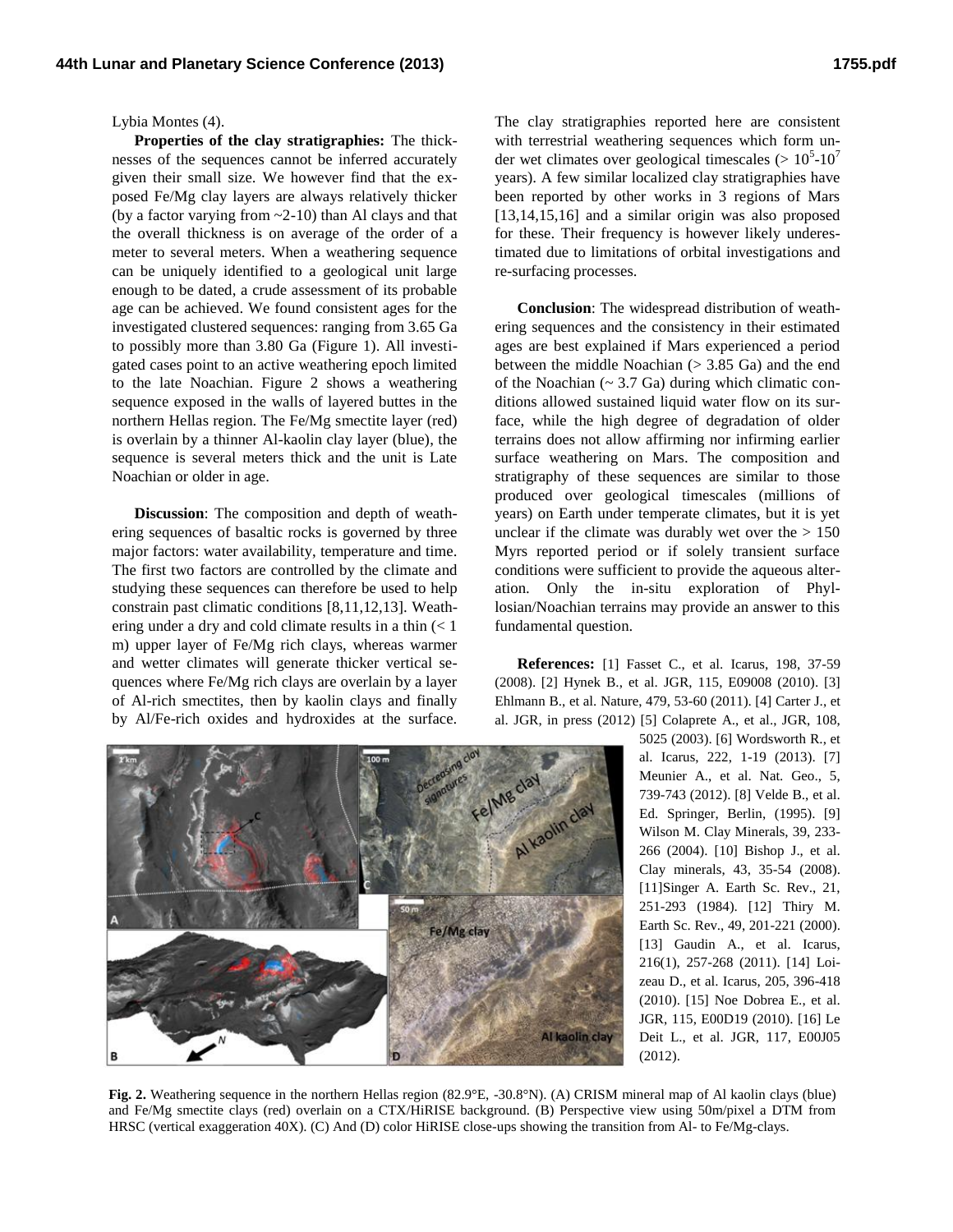Lybia Montes (4).

**Properties of the clay stratigraphies:** The thicknesses of the sequences cannot be inferred accurately given their small size. We however find that the exposed Fe/Mg clay layers are always relatively thicker (by a factor varying from ~2-10) than Al clays and that the overall thickness is on average of the order of a meter to several meters. When a weathering sequence can be uniquely identified to a geological unit large enough to be dated, a crude assessment of its probable age can be achieved. We found consistent ages for the investigated clustered sequences: ranging from 3.65 Ga to possibly more than 3.80 Ga (Figure 1). All investigated cases point to an active weathering epoch limited to the late Noachian. Figure 2 shows a weathering sequence exposed in the walls of layered buttes in the northern Hellas region. The Fe/Mg smectite layer (red) is overlain by a thinner Al-kaolin clay layer (blue), the sequence is several meters thick and the unit is Late Noachian or older in age.

**Discussion**: The composition and depth of weathering sequences of basaltic rocks is governed by three major factors: water availability, temperature and time. The first two factors are controlled by the climate and studying these sequences can therefore be used to help constrain past climatic conditions [8,11,12,13]. Weathering under a dry and cold climate results in a thin (< 1 m) upper layer of Fe/Mg rich clays, whereas warmer and wetter climates will generate thicker vertical sequences where Fe/Mg rich clays are overlain by a layer of Al-rich smectites, then by kaolin clays and finally by Al/Fe-rich oxides and hydroxides at the surface. The clay stratigraphies reported here are consistent with terrestrial weathering sequences which form under wet climates over geological timescales (> $10^5$-$10^7$ years). A few similar localized clay stratigraphies have been reported by other works in 3 regions of Mars [13,14,15,16] and a similar origin was also proposed for these. Their frequency is however likely underestimated due to limitations of orbital investigations and re-surfacing processes.

**Conclusion**: The widespread distribution of weathering sequences and the consistency in their estimated ages are best explained if Mars experienced a period between the middle Noachian (> 3.85 Ga) and the end of the Noachian (~ 3.7 Ga) during which climatic conditions allowed sustained liquid water flow on its surface, while the high degree of degradation of older terrains does not allow affirming nor infirming earlier surface weathering on Mars. The composition and stratigraphy of these sequences are similar to those produced over geological timescales (millions of years) on Earth under temperate climates, but it is yet unclear if the climate was durably wet over the > 150 Myrs reported period or if solely transient surface conditions were sufficient to provide the aqueous alteration. Only the in-situ exploration of Phyllosian/Noachian terrains may provide an answer to this fundamental question.

**References:** [1] Fasset C., et al. Icarus, 198, 37-59 (2008). [2] Hynek B., et al. JGR, 115, E09008 (2010). [3] Ehlmann B., et al. Nature, 479, 53-60 (2011). [4] Carter J., et al. JGR, in press (2012) [5] Colaprete A., et al., JGR, 108, 5025 (2003). [6] Wordsworth R., et al. Icarus, 222, 1-19 (2013). [7] Meunier A., et al. Nat. Geo., 5, 739-743 (2012). [8] Velde B., et al. Ed. Springer, Berlin, (1995). [9] Wilson M. Clay Minerals, 39, 233-266 (2004). [10] Bishop J., et al. Clay minerals, 43, 35-54 (2008). [11]Singer A. Earth Sc. Rev., 21, 251-293 (1984). [12] Thiry M. Earth Sc. Rev., 49, 201-221 (2000). [13] Gaudin A., et al. Icarus, 216(1), 257-268 (2011). [14] Loizeau D., et al. Icarus, 205, 396-418 (2010). [15] Noe Dobrea E., et al. JGR, 115, E00D19 (2010). [16] Le Deit L., et al. JGR, 117, E00J05 (2012).

**Fig. 2.** Weathering sequence in the northern Hellas region (82.9°E, -30.8°N). (A) CRISM mineral map of Al kaolin clays (blue) and Fe/Mg smectite clays (red) overlain on a CTX/HiRISE background. (B) Perspective view using 50m/pixel a DTM from HRSC (vertical exaggeration 40X). (C) And (D) color HiRISE close-ups showing the transition from Al- to Fe/Mg-clays.